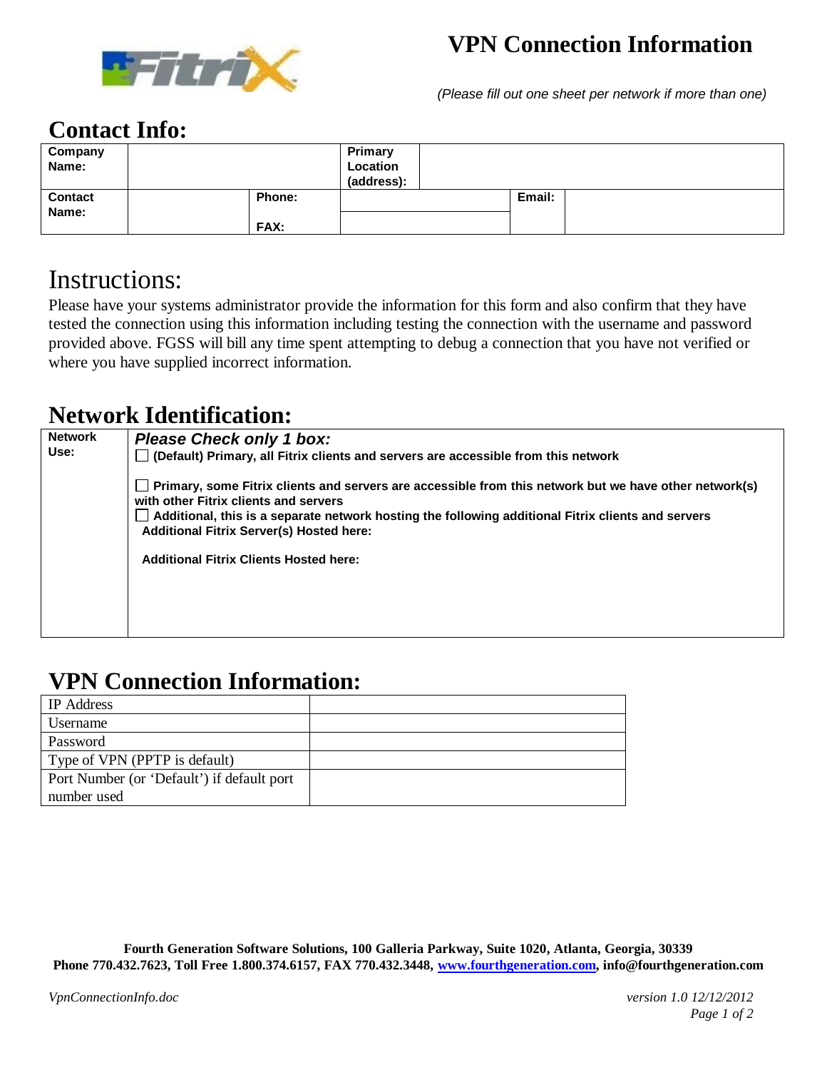# VPN Connection Information

*(Please fill out one sheet per network if more than one)*

## Contact Info:

| **Company Name:** | | | **Primary Location (address):** | | |
|---|---|---|---|---|---|
| **Contact Name:** | | **Phone:** | | **Email:** | |
| | | **FAX:** | | | |

## Instructions:

Please have your systems administrator provide the information for this form and also confirm that they have tested the connection using this information including testing the connection with the username and password provided above. FGSS will bill any time spent attempting to debug a connection that you have not verified or where you have supplied incorrect information.

## Network Identification:

| **Network Use:** | ***Please Check only 1 box:*** |
|---|---|
| | ☐ **(Default) Primary, all Fitrix clients and servers are accessible from this network** |
| | ☐ **Primary, some Fitrix clients and servers are accessible from this network but we have other network(s) with other Fitrix clients and servers** |
| | ☐ **Additional, this is a separate network hosting the following additional Fitrix clients and servers** |
| | **Additional Fitrix Server(s) Hosted here:** |
| | **Additional Fitrix Clients Hosted here:** |

## VPN Connection Information:

| | |
|---|---|
| IP Address | |
| Username | |
| Password | |
| Type of VPN (PPTP is default) | |
| Port Number (or 'Default') if default port number used | |

**Fourth Generation Software Solutions, 100 Galleria Parkway, Suite 1020, Atlanta, Georgia, 30339**
**Phone 770.432.7623, Toll Free 1.800.374.6157, FAX 770.432.3448, www.fourthgeneration.com, info@fourthgeneration.com**

*VpnConnectionInfo.doc* *version 1.0 12/12/2012*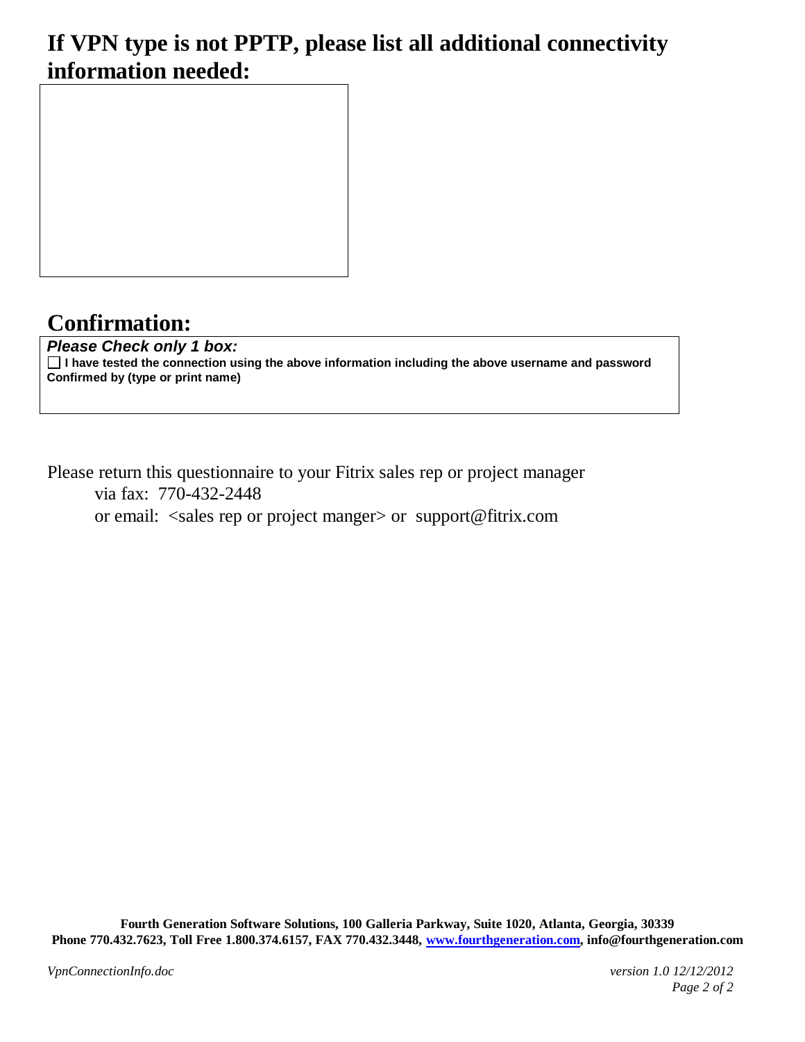## If VPN type is not PPTP, please list all additional connectivity information needed:

## Confirmation:

***Please Check only 1 box:***

☐ **I have tested the connection using the above information including the above username and password**

**Confirmed by (type or print name)**

Please return this questionnaire to your Fitrix sales rep or project manager

via fax: 770-432-2448

or email: <sales rep or project manger> or support@fitrix.com

**Fourth Generation Software Solutions, 100 Galleria Parkway, Suite 1020, Atlanta, Georgia, 30339**
**Phone 770.432.7623, Toll Free 1.800.374.6157, FAX 770.432.3448, [www.fourthgeneration.com](http://www.fourthgeneration.com), info@fourthgeneration.com**

*VpnConnectionInfo.doc* *version 1.0 12/12/2012*